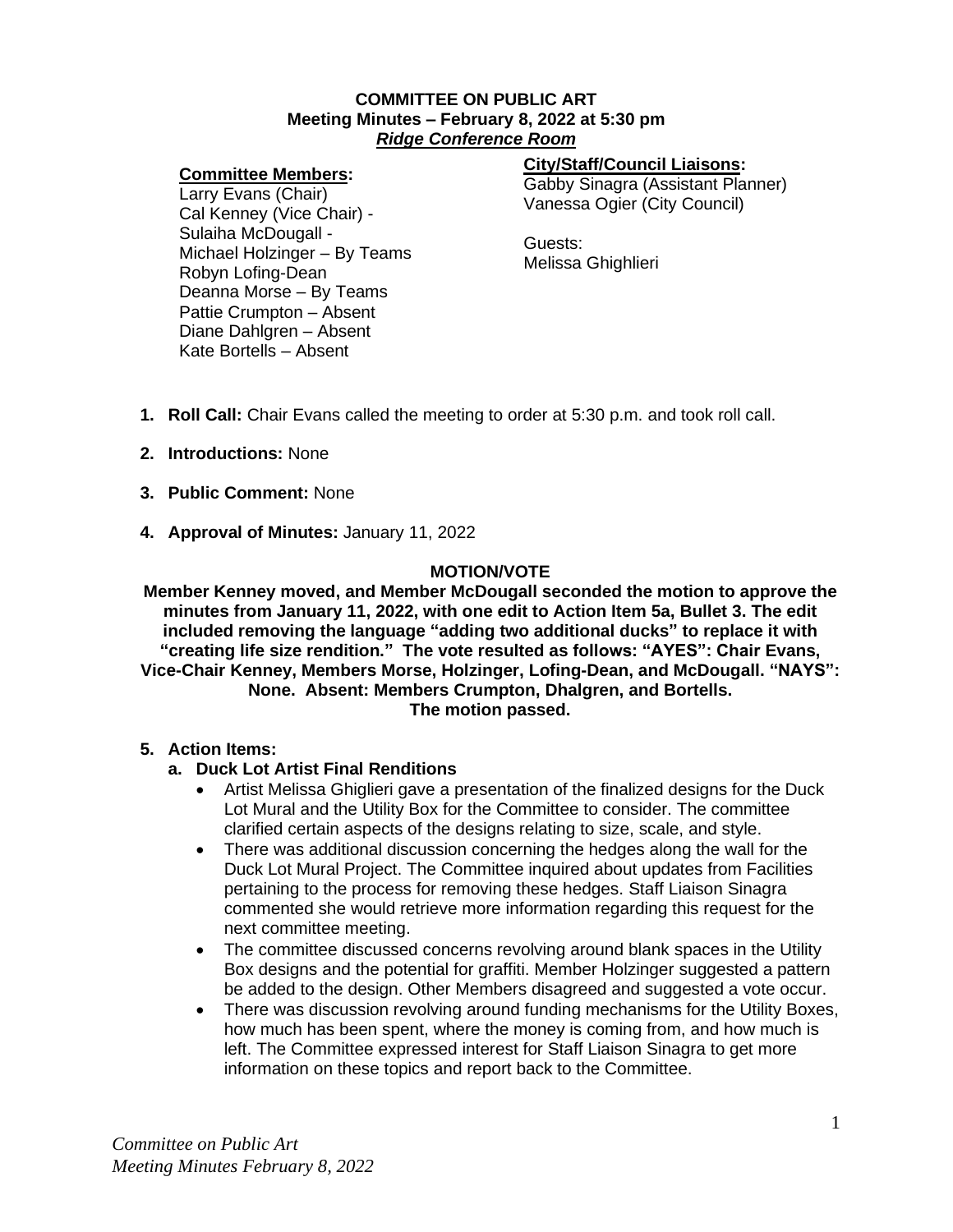**COMMITTEE ON PUBLIC ART**
**Meeting Minutes – February 8, 2022 at 5:30 pm**
***Ridge Conference Room***

**Committee Members:**
Larry Evans (Chair)
Cal Kenney (Vice Chair) -
Sulaiha McDougall -
Michael Holzinger – By Teams
Robyn Lofing-Dean
Deanna Morse – By Teams
Pattie Crumpton – Absent
Diane Dahlgren – Absent
Kate Bortells – Absent

**City/Staff/Council Liaisons:**
Gabby Sinagra (Assistant Planner)
Vanessa Ogier (City Council)

Guests:
Melissa Ghighlieri

1. **Roll Call:** Chair Evans called the meeting to order at 5:30 p.m. and took roll call.
2. **Introductions:** None
3. **Public Comment:** None
4. **Approval of Minutes:** January 11, 2022

**MOTION/VOTE**

**Member Kenney moved, and Member McDougall seconded the motion to approve the minutes from January 11, 2022, with one edit to Action Item 5a, Bullet 3. The edit included removing the language "adding two additional ducks" to replace it with "creating life size rendition." The vote resulted as follows: "AYES": Chair Evans, Vice-Chair Kenney, Members Morse, Holzinger, Lofing-Dean, and McDougall. "NAYS": None. Absent: Members Crumpton, Dhalgren, and Bortells. The motion passed.**

5. **Action Items:**
   a. **Duck Lot Artist Final Renditions**
      - Artist Melissa Ghiglieri gave a presentation of the finalized designs for the Duck Lot Mural and the Utility Box for the Committee to consider. The committee clarified certain aspects of the designs relating to size, scale, and style.
      - There was additional discussion concerning the hedges along the wall for the Duck Lot Mural Project. The Committee inquired about updates from Facilities pertaining to the process for removing these hedges. Staff Liaison Sinagra commented she would retrieve more information regarding this request for the next committee meeting.
      - The committee discussed concerns revolving around blank spaces in the Utility Box designs and the potential for graffiti. Member Holzinger suggested a pattern be added to the design. Other Members disagreed and suggested a vote occur.
      - There was discussion revolving around funding mechanisms for the Utility Boxes, how much has been spent, where the money is coming from, and how much is left. The Committee expressed interest for Staff Liaison Sinagra to get more information on these topics and report back to the Committee.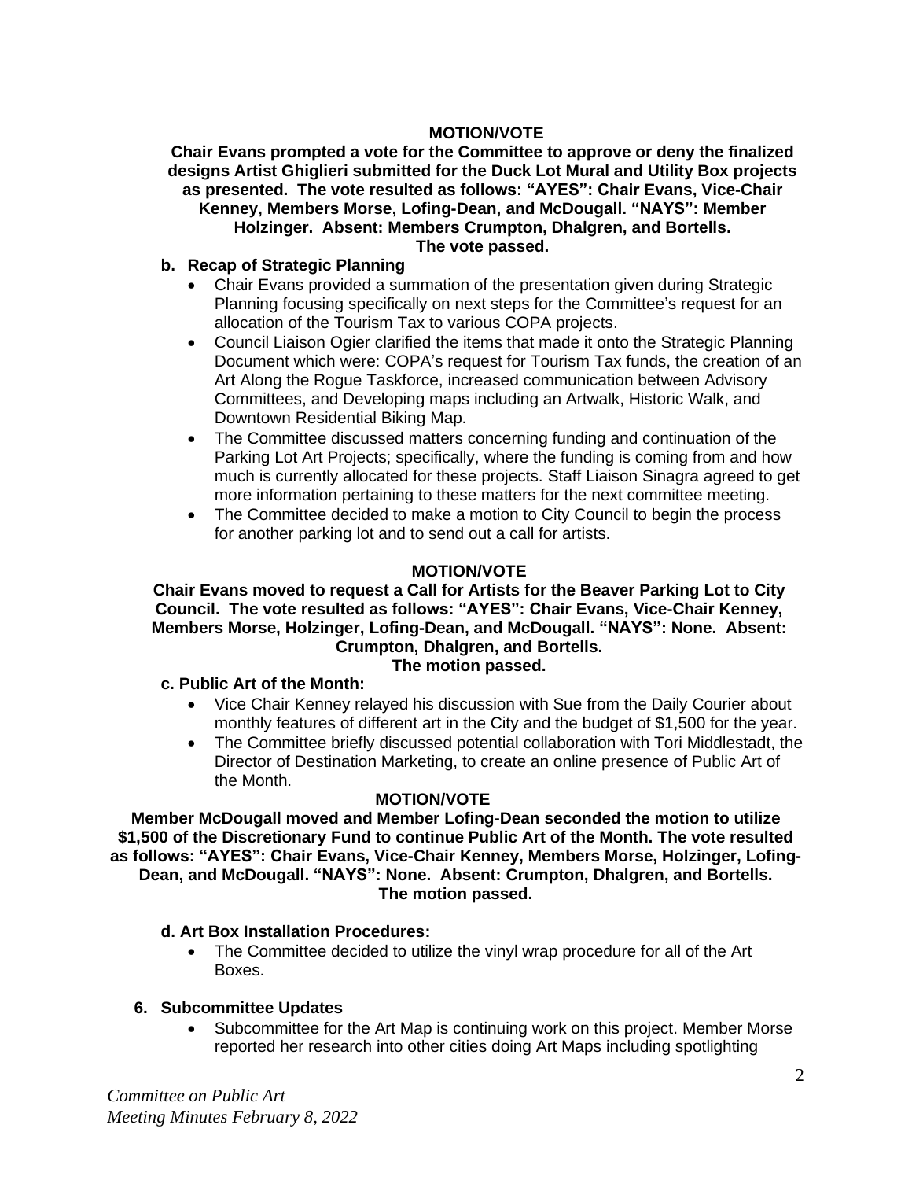**MOTION/VOTE**

**Chair Evans prompted a vote for the Committee to approve or deny the finalized designs Artist Ghiglieri submitted for the Duck Lot Mural and Utility Box projects as presented. The vote resulted as follows: "AYES": Chair Evans, Vice-Chair Kenney, Members Morse, Lofing-Dean, and McDougall. "NAYS": Member Holzinger. Absent: Members Crumpton, Dhalgren, and Bortells. The vote passed.**

**b. Recap of Strategic Planning**

- Chair Evans provided a summation of the presentation given during Strategic Planning focusing specifically on next steps for the Committee's request for an allocation of the Tourism Tax to various COPA projects.
- Council Liaison Ogier clarified the items that made it onto the Strategic Planning Document which were: COPA's request for Tourism Tax funds, the creation of an Art Along the Rogue Taskforce, increased communication between Advisory Committees, and Developing maps including an Artwalk, Historic Walk, and Downtown Residential Biking Map.
- The Committee discussed matters concerning funding and continuation of the Parking Lot Art Projects; specifically, where the funding is coming from and how much is currently allocated for these projects. Staff Liaison Sinagra agreed to get more information pertaining to these matters for the next committee meeting.
- The Committee decided to make a motion to City Council to begin the process for another parking lot and to send out a call for artists.

**MOTION/VOTE**

**Chair Evans moved to request a Call for Artists for the Beaver Parking Lot to City Council. The vote resulted as follows: "AYES": Chair Evans, Vice-Chair Kenney, Members Morse, Holzinger, Lofing-Dean, and McDougall. "NAYS": None. Absent: Crumpton, Dhalgren, and Bortells. The motion passed.**

**c. Public Art of the Month:**

- Vice Chair Kenney relayed his discussion with Sue from the Daily Courier about monthly features of different art in the City and the budget of $1,500 for the year.
- The Committee briefly discussed potential collaboration with Tori Middlestadt, the Director of Destination Marketing, to create an online presence of Public Art of the Month.

**MOTION/VOTE**

**Member McDougall moved and Member Lofing-Dean seconded the motion to utilize $1,500 of the Discretionary Fund to continue Public Art of the Month. The vote resulted as follows: "AYES": Chair Evans, Vice-Chair Kenney, Members Morse, Holzinger, Lofing-Dean, and McDougall. "NAYS": None. Absent: Crumpton, Dhalgren, and Bortells. The motion passed.**

**d. Art Box Installation Procedures:**

- The Committee decided to utilize the vinyl wrap procedure for all of the Art Boxes.

**6. Subcommittee Updates**

- Subcommittee for the Art Map is continuing work on this project. Member Morse reported her research into other cities doing Art Maps including spotlighting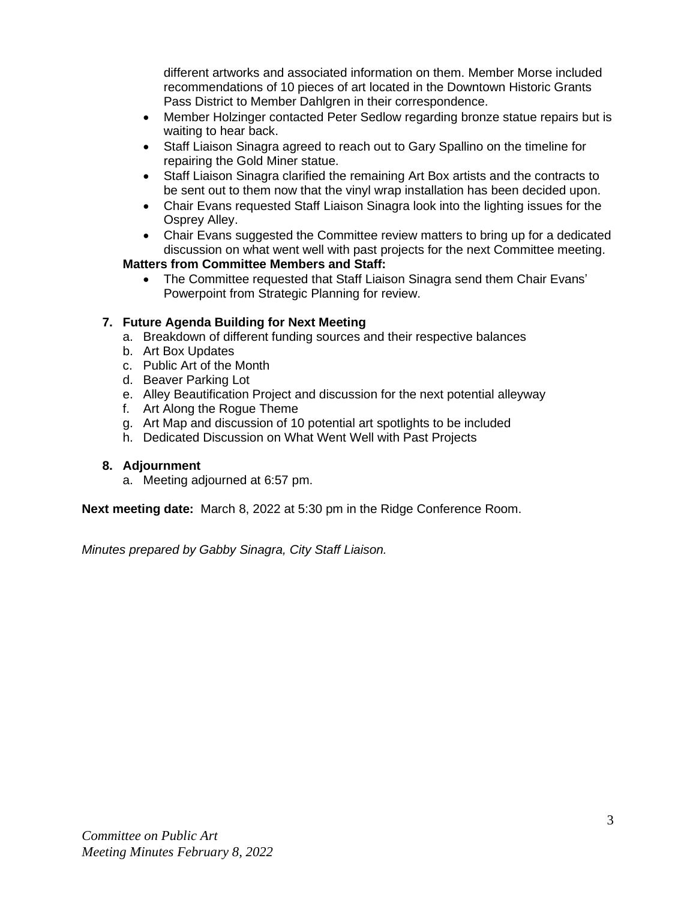different artworks and associated information on them. Member Morse included recommendations of 10 pieces of art located in the Downtown Historic Grants Pass District to Member Dahlgren in their correspondence.

- Member Holzinger contacted Peter Sedlow regarding bronze statue repairs but is waiting to hear back.
- Staff Liaison Sinagra agreed to reach out to Gary Spallino on the timeline for repairing the Gold Miner statue.
- Staff Liaison Sinagra clarified the remaining Art Box artists and the contracts to be sent out to them now that the vinyl wrap installation has been decided upon.
- Chair Evans requested Staff Liaison Sinagra look into the lighting issues for the Osprey Alley.
- Chair Evans suggested the Committee review matters to bring up for a dedicated discussion on what went well with past projects for the next Committee meeting.

**Matters from Committee Members and Staff:**

- The Committee requested that Staff Liaison Sinagra send them Chair Evans' Powerpoint from Strategic Planning for review.

**7. Future Agenda Building for Next Meeting**

a. Breakdown of different funding sources and their respective balances
b. Art Box Updates
c. Public Art of the Month
d. Beaver Parking Lot
e. Alley Beautification Project and discussion for the next potential alleyway
f. Art Along the Rogue Theme
g. Art Map and discussion of 10 potential art spotlights to be included
h. Dedicated Discussion on What Went Well with Past Projects

**8. Adjournment**

a. Meeting adjourned at 6:57 pm.

**Next meeting date:** March 8, 2022 at 5:30 pm in the Ridge Conference Room.

*Minutes prepared by Gabby Sinagra, City Staff Liaison.*